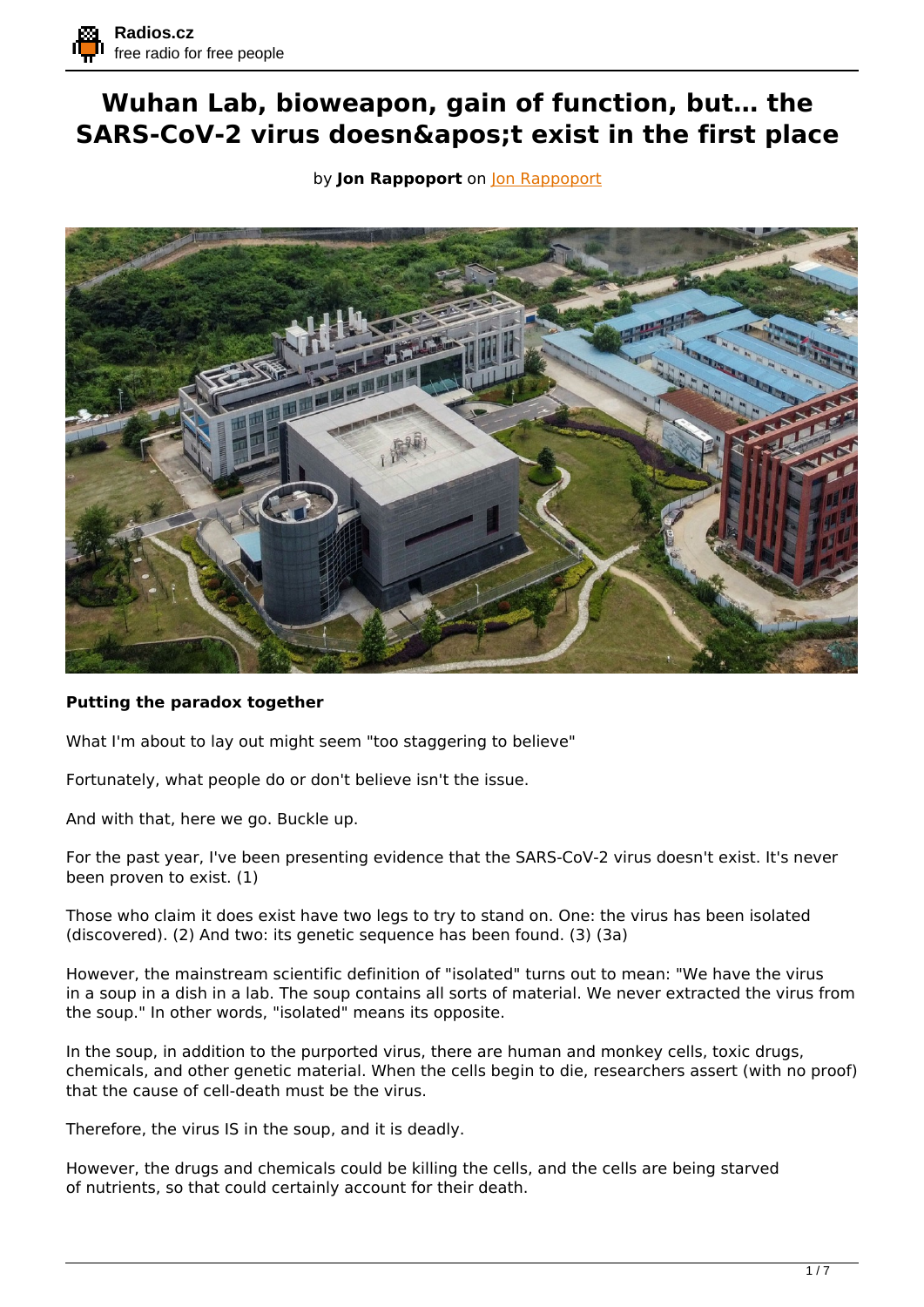# Wuhan Lab, bioweapon, gain of function, but... the SARS-CoV-2 virus doesn&apos;t exist in the first place

by **Jon Rappoport** on Jon Rappoport

**Putting the paradox together**

What I'm about to lay out might seem "too staggering to believe"

Fortunately, what people do or don't believe isn't the issue.

And with that, here we go. Buckle up.

For the past year, I've been presenting evidence that the SARS-CoV-2 virus doesn't exist. It's never been proven to exist. (1)

Those who claim it does exist have two legs to try to stand on. One: the virus has been isolated (discovered). (2) And two: its genetic sequence has been found. (3) (3a)

However, the mainstream scientific definition of "isolated" turns out to mean: "We have the virus in a soup in a dish in a lab. The soup contains all sorts of material. We never extracted the virus from the soup." In other words, "isolated" means its opposite.

In the soup, in addition to the purported virus, there are human and monkey cells, toxic drugs, chemicals, and other genetic material. When the cells begin to die, researchers assert (with no proof) that the cause of cell-death must be the virus.

Therefore, the virus IS in the soup, and it is deadly.

However, the drugs and chemicals could be killing the cells, and the cells are being starved of nutrients, so that could certainly account for their death.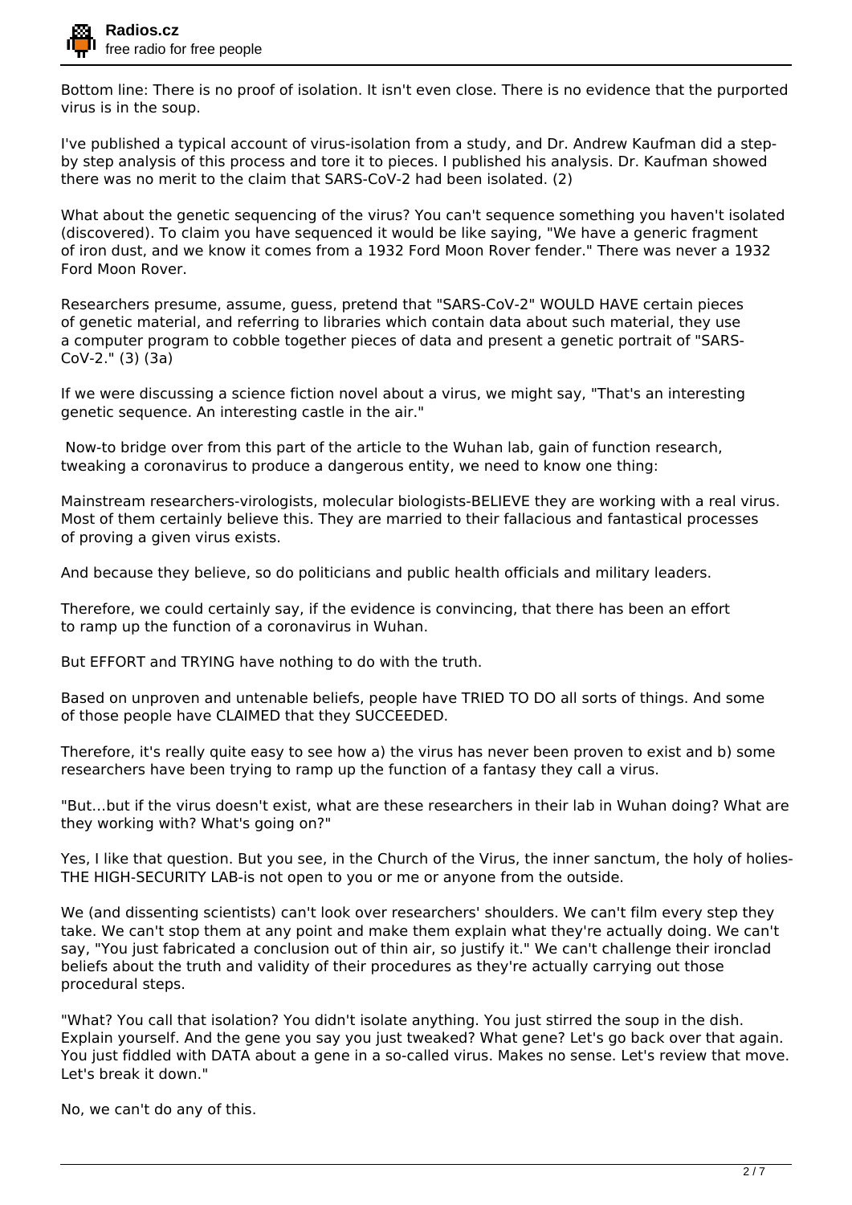Bottom line: There is no proof of isolation. It isn't even close. There is no evidence that the purported virus is in the soup.

I've published a typical account of virus-isolation from a study, and Dr. Andrew Kaufman did a step-by step analysis of this process and tore it to pieces. I published his analysis. Dr. Kaufman showed there was no merit to the claim that SARS-CoV-2 had been isolated. (2)

What about the genetic sequencing of the virus? You can't sequence something you haven't isolated (discovered). To claim you have sequenced it would be like saying, "We have a generic fragment of iron dust, and we know it comes from a 1932 Ford Moon Rover fender." There was never a 1932 Ford Moon Rover.

Researchers presume, assume, guess, pretend that "SARS-CoV-2" WOULD HAVE certain pieces of genetic material, and referring to libraries which contain data about such material, they use a computer program to cobble together pieces of data and present a genetic portrait of "SARS-CoV-2." (3) (3a)

If we were discussing a science fiction novel about a virus, we might say, "That's an interesting genetic sequence. An interesting castle in the air."

Now-to bridge over from this part of the article to the Wuhan lab, gain of function research, tweaking a coronavirus to produce a dangerous entity, we need to know one thing:

Mainstream researchers-virologists, molecular biologists-BELIEVE they are working with a real virus. Most of them certainly believe this. They are married to their fallacious and fantastical processes of proving a given virus exists.

And because they believe, so do politicians and public health officials and military leaders.

Therefore, we could certainly say, if the evidence is convincing, that there has been an effort to ramp up the function of a coronavirus in Wuhan.

But EFFORT and TRYING have nothing to do with the truth.

Based on unproven and untenable beliefs, people have TRIED TO DO all sorts of things. And some of those people have CLAIMED that they SUCCEEDED.

Therefore, it's really quite easy to see how a) the virus has never been proven to exist and b) some researchers have been trying to ramp up the function of a fantasy they call a virus.

"But...but if the virus doesn't exist, what are these researchers in their lab in Wuhan doing? What are they working with? What's going on?"

Yes, I like that question. But you see, in the Church of the Virus, the inner sanctum, the holy of holies-THE HIGH-SECURITY LAB-is not open to you or me or anyone from the outside.

We (and dissenting scientists) can't look over researchers' shoulders. We can't film every step they take. We can't stop them at any point and make them explain what they're actually doing. We can't say, "You just fabricated a conclusion out of thin air, so justify it." We can't challenge their ironclad beliefs about the truth and validity of their procedures as they're actually carrying out those procedural steps.

"What? You call that isolation? You didn't isolate anything. You just stirred the soup in the dish. Explain yourself. And the gene you say you just tweaked? What gene? Let's go back over that again. You just fiddled with DATA about a gene in a so-called virus. Makes no sense. Let's review that move. Let's break it down."

No, we can't do any of this.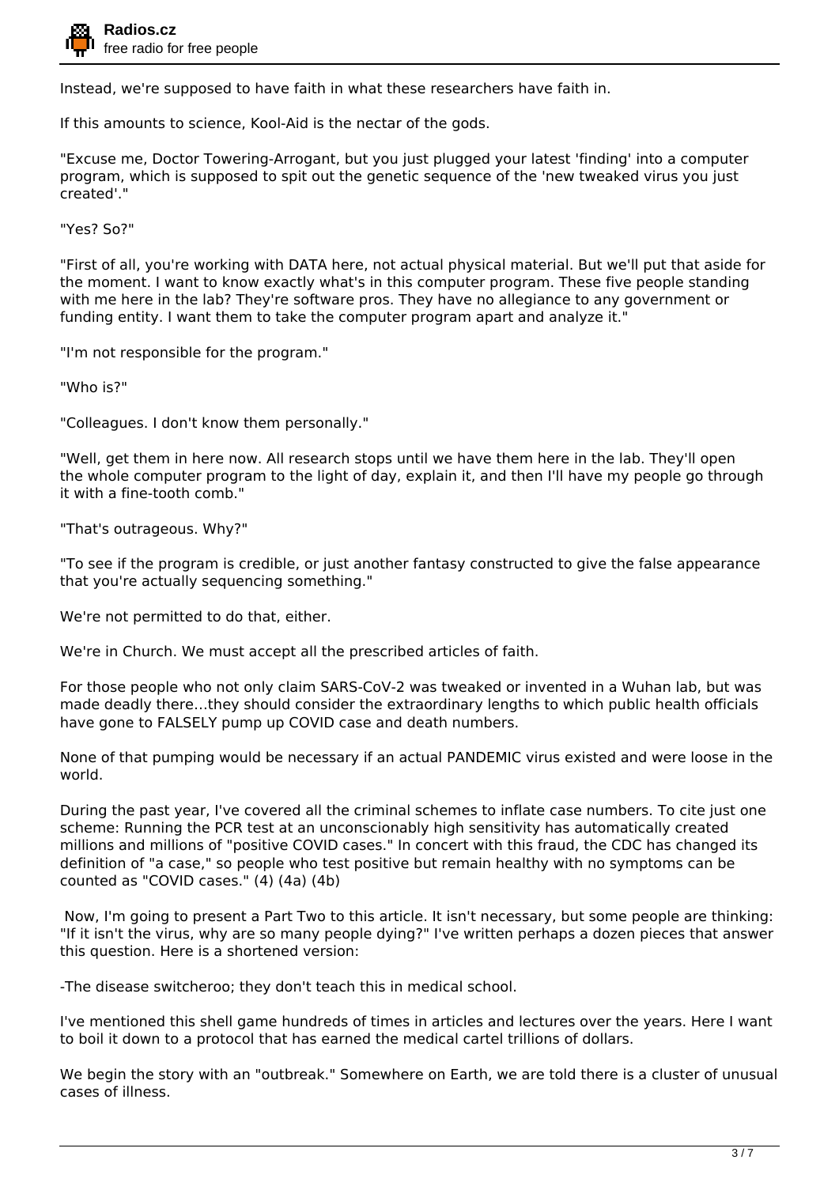Instead, we're supposed to have faith in what these researchers have faith in.

If this amounts to science, Kool-Aid is the nectar of the gods.

"Excuse me, Doctor Towering-Arrogant, but you just plugged your latest 'finding' into a computer program, which is supposed to spit out the genetic sequence of the 'new tweaked virus you just created'."

"Yes? So?"

"First of all, you're working with DATA here, not actual physical material. But we'll put that aside for the moment. I want to know exactly what's in this computer program. These five people standing with me here in the lab? They're software pros. They have no allegiance to any government or funding entity. I want them to take the computer program apart and analyze it."

"I'm not responsible for the program."

"Who is?"

"Colleagues. I don't know them personally."

"Well, get them in here now. All research stops until we have them here in the lab. They'll open the whole computer program to the light of day, explain it, and then I'll have my people go through it with a fine-tooth comb."

"That's outrageous. Why?"

"To see if the program is credible, or just another fantasy constructed to give the false appearance that you're actually sequencing something."

We're not permitted to do that, either.

We're in Church. We must accept all the prescribed articles of faith.

For those people who not only claim SARS-CoV-2 was tweaked or invented in a Wuhan lab, but was made deadly there...they should consider the extraordinary lengths to which public health officials have gone to FALSELY pump up COVID case and death numbers.

None of that pumping would be necessary if an actual PANDEMIC virus existed and were loose in the world.

During the past year, I've covered all the criminal schemes to inflate case numbers. To cite just one scheme: Running the PCR test at an unconscionably high sensitivity has automatically created millions and millions of "positive COVID cases." In concert with this fraud, the CDC has changed its definition of "a case," so people who test positive but remain healthy with no symptoms can be counted as "COVID cases." (4) (4a) (4b)

Now, I'm going to present a Part Two to this article. It isn't necessary, but some people are thinking: "If it isn't the virus, why are so many people dying?" I've written perhaps a dozen pieces that answer this question. Here is a shortened version:

-The disease switcheroo; they don't teach this in medical school.

I've mentioned this shell game hundreds of times in articles and lectures over the years. Here I want to boil it down to a protocol that has earned the medical cartel trillions of dollars.

We begin the story with an "outbreak." Somewhere on Earth, we are told there is a cluster of unusual cases of illness.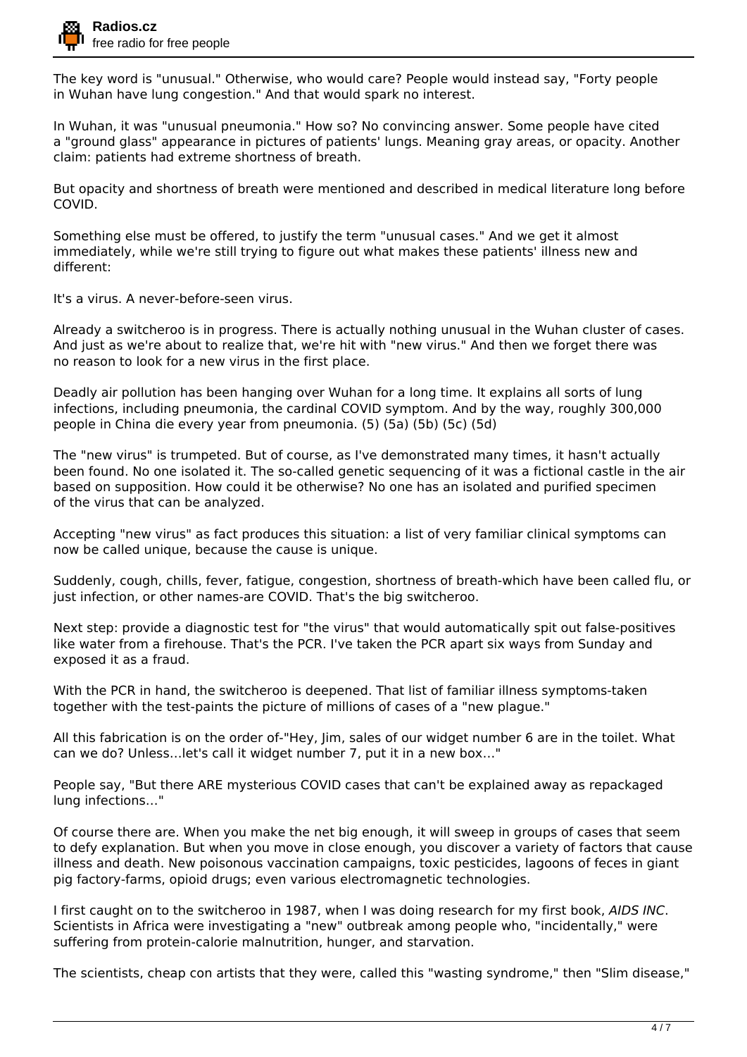The key word is "unusual." Otherwise, who would care? People would instead say, "Forty people in Wuhan have lung congestion." And that would spark no interest.

In Wuhan, it was "unusual pneumonia." How so? No convincing answer. Some people have cited a "ground glass" appearance in pictures of patients' lungs. Meaning gray areas, or opacity. Another claim: patients had extreme shortness of breath.

But opacity and shortness of breath were mentioned and described in medical literature long before COVID.

Something else must be offered, to justify the term "unusual cases." And we get it almost immediately, while we're still trying to figure out what makes these patients' illness new and different:

It's a virus. A never-before-seen virus.

Already a switcheroo is in progress. There is actually nothing unusual in the Wuhan cluster of cases. And just as we're about to realize that, we're hit with "new virus." And then we forget there was no reason to look for a new virus in the first place.

Deadly air pollution has been hanging over Wuhan for a long time. It explains all sorts of lung infections, including pneumonia, the cardinal COVID symptom. And by the way, roughly 300,000 people in China die every year from pneumonia. (5) (5a) (5b) (5c) (5d)

The "new virus" is trumpeted. But of course, as I've demonstrated many times, it hasn't actually been found. No one isolated it. The so-called genetic sequencing of it was a fictional castle in the air based on supposition. How could it be otherwise? No one has an isolated and purified specimen of the virus that can be analyzed.

Accepting "new virus" as fact produces this situation: a list of very familiar clinical symptoms can now be called unique, because the cause is unique.

Suddenly, cough, chills, fever, fatigue, congestion, shortness of breath-which have been called flu, or just infection, or other names-are COVID. That's the big switcheroo.

Next step: provide a diagnostic test for "the virus" that would automatically spit out false-positives like water from a firehouse. That's the PCR. I've taken the PCR apart six ways from Sunday and exposed it as a fraud.

With the PCR in hand, the switcheroo is deepened. That list of familiar illness symptoms-taken together with the test-paints the picture of millions of cases of a "new plague."

All this fabrication is on the order of-"Hey, Jim, sales of our widget number 6 are in the toilet. What can we do? Unless…let's call it widget number 7, put it in a new box…"

People say, "But there ARE mysterious COVID cases that can't be explained away as repackaged lung infections…"

Of course there are. When you make the net big enough, it will sweep in groups of cases that seem to defy explanation. But when you move in close enough, you discover a variety of factors that cause illness and death. New poisonous vaccination campaigns, toxic pesticides, lagoons of feces in giant pig factory-farms, opioid drugs; even various electromagnetic technologies.

I first caught on to the switcheroo in 1987, when I was doing research for my first book, *AIDS INC*. Scientists in Africa were investigating a "new" outbreak among people who, "incidentally," were suffering from protein-calorie malnutrition, hunger, and starvation.

The scientists, cheap con artists that they were, called this "wasting syndrome," then "Slim disease,"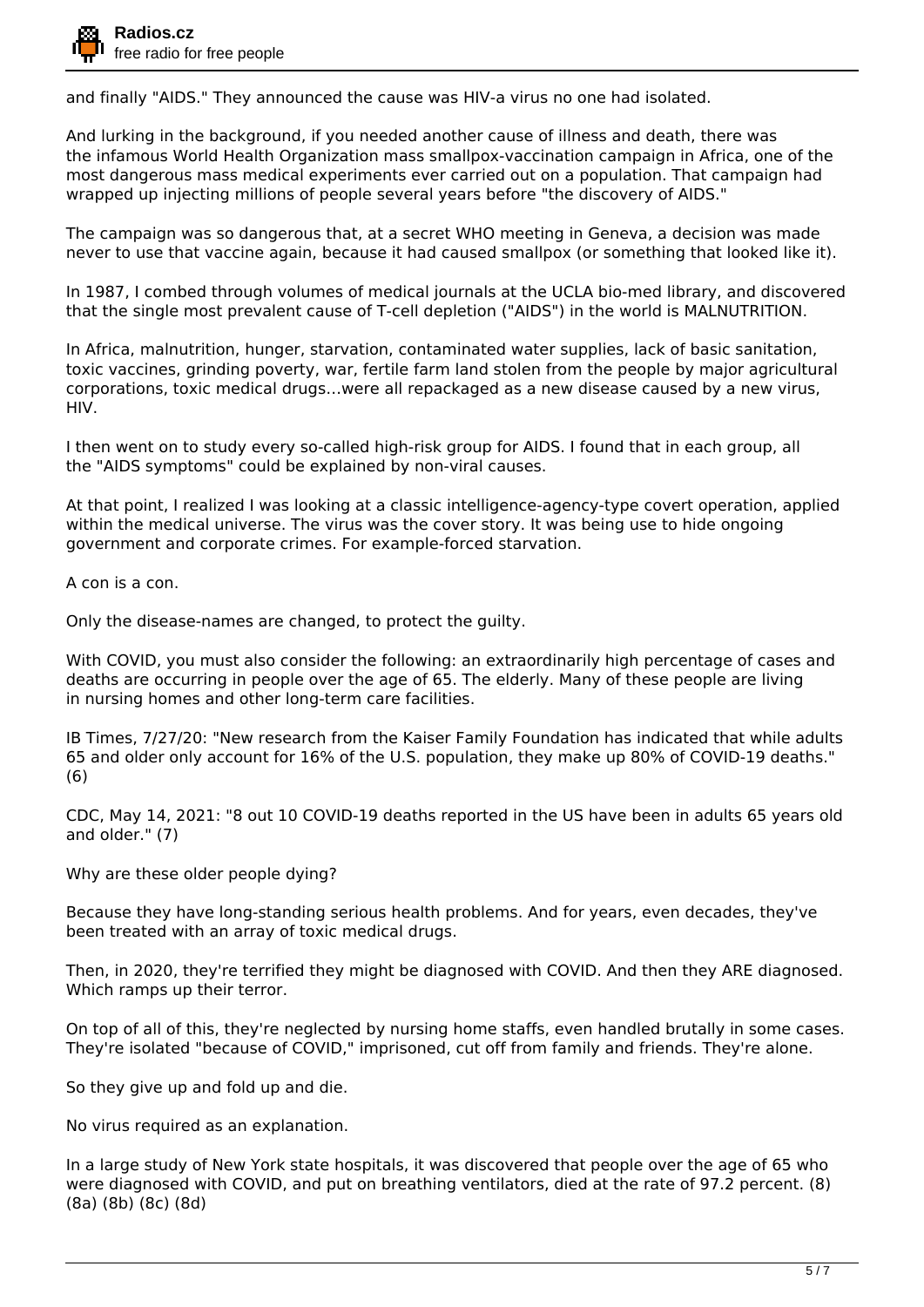and finally "AIDS." They announced the cause was HIV-a virus no one had isolated.

And lurking in the background, if you needed another cause of illness and death, there was the infamous World Health Organization mass smallpox-vaccination campaign in Africa, one of the most dangerous mass medical experiments ever carried out on a population. That campaign had wrapped up injecting millions of people several years before "the discovery of AIDS."

The campaign was so dangerous that, at a secret WHO meeting in Geneva, a decision was made never to use that vaccine again, because it had caused smallpox (or something that looked like it).

In 1987, I combed through volumes of medical journals at the UCLA bio-med library, and discovered that the single most prevalent cause of T-cell depletion ("AIDS") in the world is MALNUTRITION.

In Africa, malnutrition, hunger, starvation, contaminated water supplies, lack of basic sanitation, toxic vaccines, grinding poverty, war, fertile farm land stolen from the people by major agricultural corporations, toxic medical drugs…were all repackaged as a new disease caused by a new virus, HIV.

I then went on to study every so-called high-risk group for AIDS. I found that in each group, all the "AIDS symptoms" could be explained by non-viral causes.

At that point, I realized I was looking at a classic intelligence-agency-type covert operation, applied within the medical universe. The virus was the cover story. It was being use to hide ongoing government and corporate crimes. For example-forced starvation.

A con is a con.

Only the disease-names are changed, to protect the guilty.

With COVID, you must also consider the following: an extraordinarily high percentage of cases and deaths are occurring in people over the age of 65. The elderly. Many of these people are living in nursing homes and other long-term care facilities.

IB Times, 7/27/20: "New research from the Kaiser Family Foundation has indicated that while adults 65 and older only account for 16% of the U.S. population, they make up 80% of COVID-19 deaths." (6)

CDC, May 14, 2021: "8 out 10 COVID-19 deaths reported in the US have been in adults 65 years old and older." (7)

Why are these older people dying?

Because they have long-standing serious health problems. And for years, even decades, they've been treated with an array of toxic medical drugs.

Then, in 2020, they're terrified they might be diagnosed with COVID. And then they ARE diagnosed. Which ramps up their terror.

On top of all of this, they're neglected by nursing home staffs, even handled brutally in some cases. They're isolated "because of COVID," imprisoned, cut off from family and friends. They're alone.

So they give up and fold up and die.

No virus required as an explanation.

In a large study of New York state hospitals, it was discovered that people over the age of 65 who were diagnosed with COVID, and put on breathing ventilators, died at the rate of 97.2 percent. (8) (8a) (8b) (8c) (8d)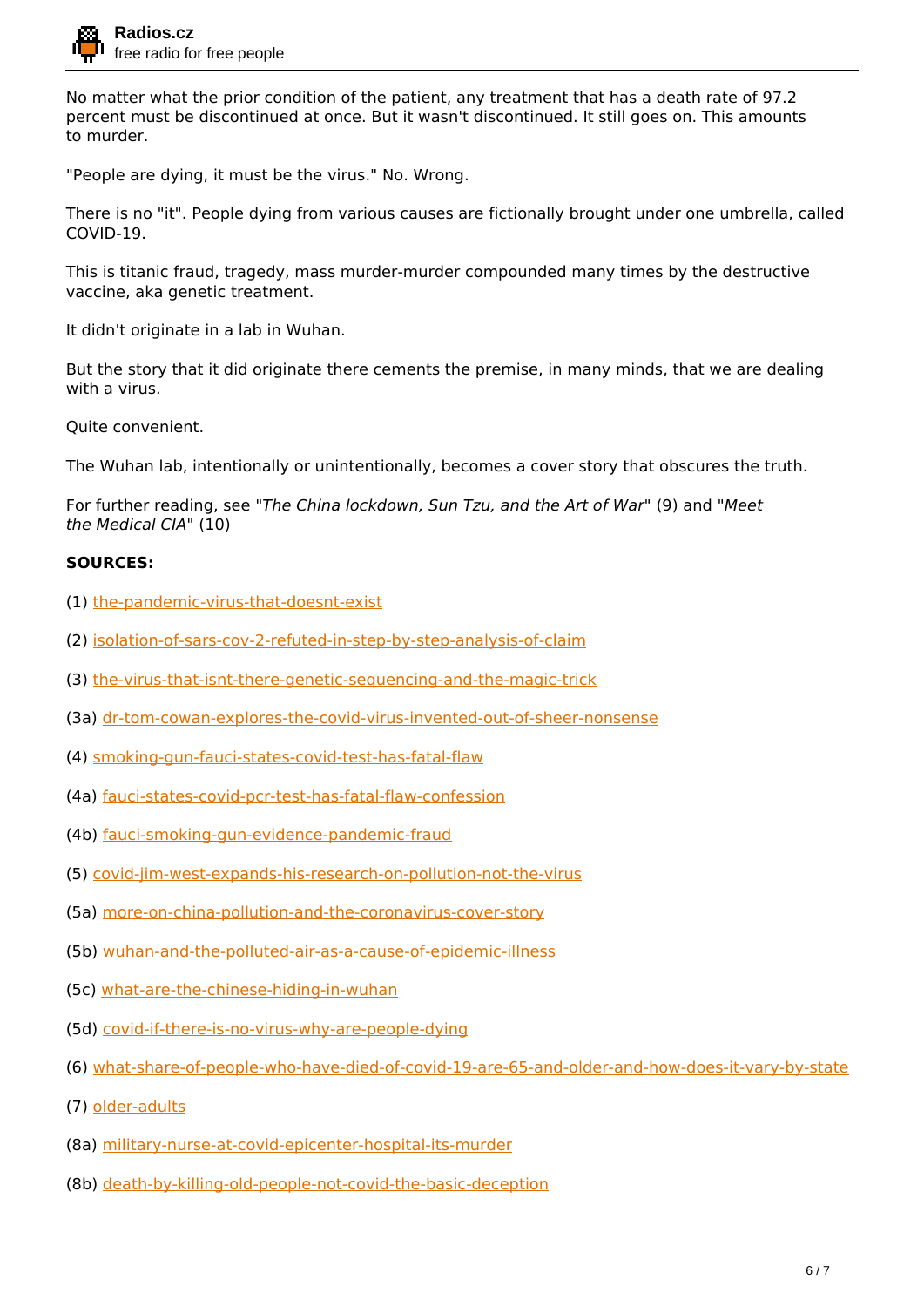No matter what the prior condition of the patient, any treatment that has a death rate of 97.2 percent must be discontinued at once. But it wasn't discontinued. It still goes on. This amounts to murder.

"People are dying, it must be the virus." No. Wrong.

There is no "it". People dying from various causes are fictionally brought under one umbrella, called COVID-19.

This is titanic fraud, tragedy, mass murder-murder compounded many times by the destructive vaccine, aka genetic treatment.

It didn't originate in a lab in Wuhan.

But the story that it did originate there cements the premise, in many minds, that we are dealing with a virus.

Quite convenient.

The Wuhan lab, intentionally or unintentionally, becomes a cover story that obscures the truth.

For further reading, see "*The China lockdown, Sun Tzu, and the Art of War*" (9) and "*Meet the Medical CIA*" (10)

**SOURCES:**

(1) the-pandemic-virus-that-doesnt-exist

(2) isolation-of-sars-cov-2-refuted-in-step-by-step-analysis-of-claim

(3) the-virus-that-isnt-there-genetic-sequencing-and-the-magic-trick

(3a) dr-tom-cowan-explores-the-covid-virus-invented-out-of-sheer-nonsense

(4) smoking-gun-fauci-states-covid-test-has-fatal-flaw

(4a) fauci-states-covid-pcr-test-has-fatal-flaw-confession

(4b) fauci-smoking-gun-evidence-pandemic-fraud

(5) covid-jim-west-expands-his-research-on-pollution-not-the-virus

(5a) more-on-china-pollution-and-the-coronavirus-cover-story

(5b) wuhan-and-the-polluted-air-as-a-cause-of-epidemic-illness

(5c) what-are-the-chinese-hiding-in-wuhan

(5d) covid-if-there-is-no-virus-why-are-people-dying

(6) what-share-of-people-who-have-died-of-covid-19-are-65-and-older-and-how-does-it-vary-by-state

(7) older-adults

(8a) military-nurse-at-covid-epicenter-hospital-its-murder

(8b) death-by-killing-old-people-not-covid-the-basic-deception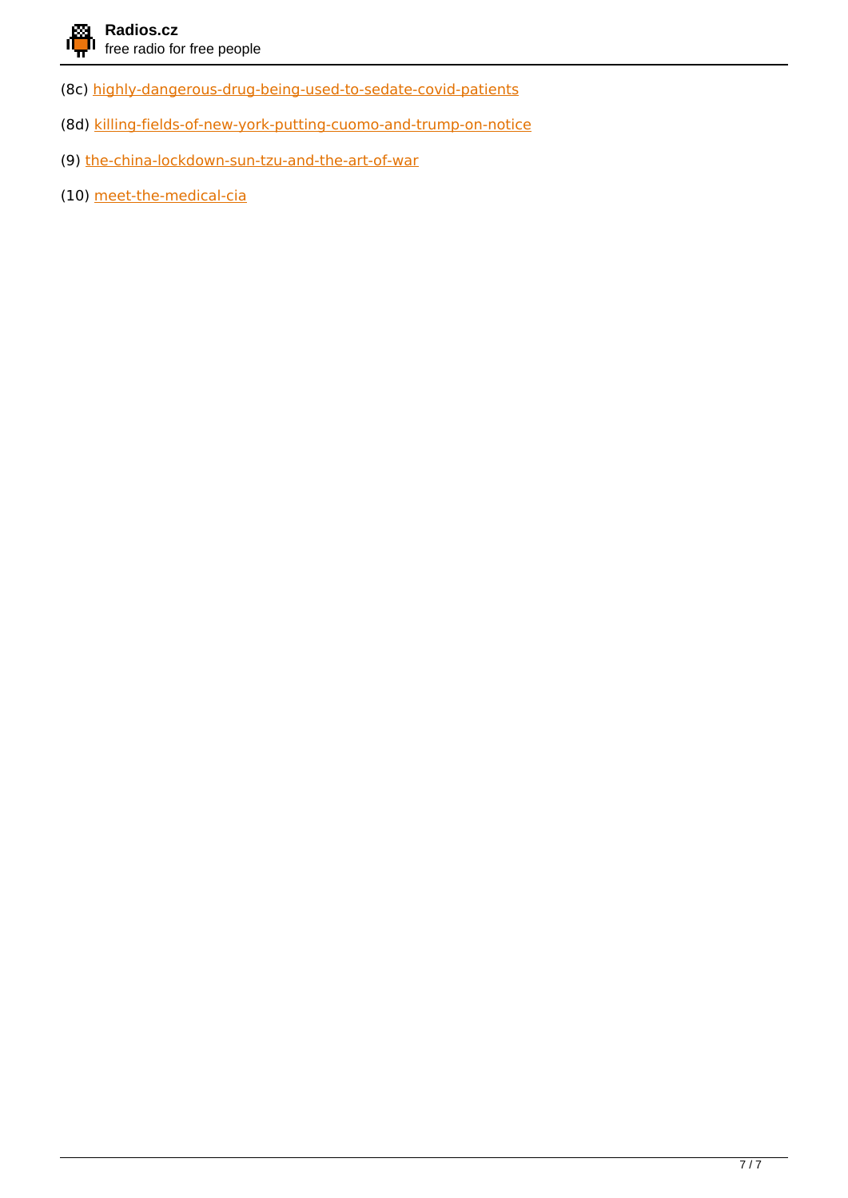(8c) highly-dangerous-drug-being-used-to-sedate-covid-patients

(8d) killing-fields-of-new-york-putting-cuomo-and-trump-on-notice

(9) the-china-lockdown-sun-tzu-and-the-art-of-war

(10) meet-the-medical-cia